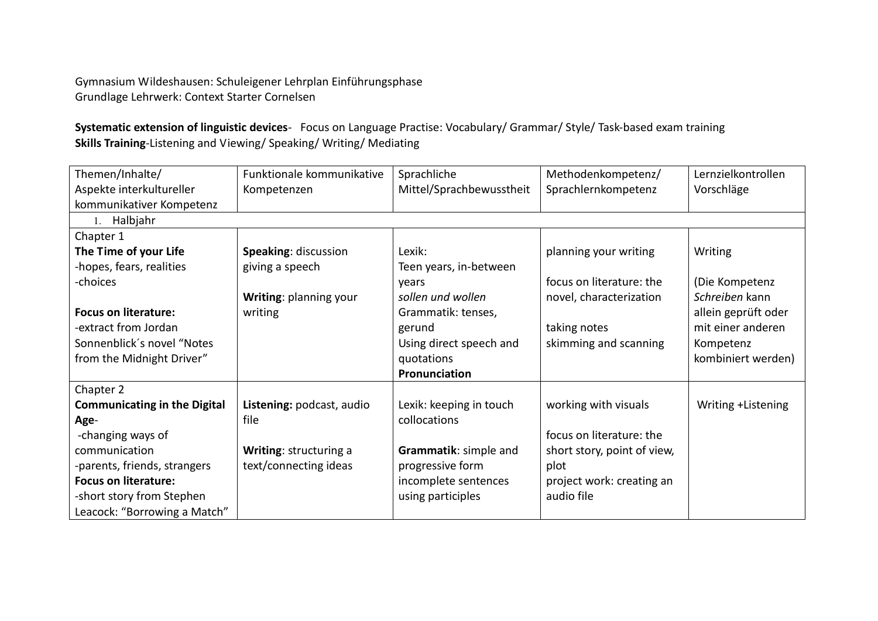Gymnasium Wildeshausen: Schuleigener Lehrplan Einführungsphase
Grundlage Lehrwerk: Context Starter Cornelsen

**Systematic extension of linguistic devices**- Focus on Language Practise: Vocabulary/ Grammar/ Style/ Task-based exam training
**Skills Training**-Listening and Viewing/ Speaking/ Writing/ Mediating

| Themen/Inhalte/ Aspekte interkultureller kommunikativer Kompetenz | Funktionale kommunikative Kompetenzen | Sprachliche Mittel/Sprachbewusstheit | Methodenkompetenz/ Sprachlernkompetenz | Lernzielkontrollen Vorschläge |
|---|---|---|---|---|
| 1. Halbjahr | | | | |
| Chapter 1<br>**The Time of your Life**<br>-hopes, fears, realities<br>-choices<br><br>**Focus on literature:**<br>-extract from Jordan Sonnenblick´s novel "Notes from the Midnight Driver" | **Speaking**: discussion giving a speech<br><br>**Writing**: planning your writing | Lexik:<br>Teen years, in-between years<br>*sollen und wollen*<br>Grammatik: tenses, gerund<br>Using direct speech and quotations<br>**Pronunciation** | planning your writing<br><br>focus on literature: the novel, characterization<br><br>taking notes<br>skimming and scanning | Writing<br><br>(Die Kompetenz *Schreiben* kann allein geprüft oder mit einer anderen Kompetenz kombiniert werden) |
| Chapter 2<br>**Communicating in the Digital Age**-<br>-changing ways of communication<br>-parents, friends, strangers<br>**Focus on literature:**<br>-short story from Stephen Leacock: "Borrowing a Match" | **Listening:** podcast, audio file<br><br>**Writing**: structuring a text/connecting ideas | Lexik: keeping in touch collocations<br><br>**Grammatik**: simple and progressive form<br>incomplete sentences<br>using participles | working with visuals<br><br>focus on literature: the short story, point of view, plot<br>project work: creating an audio file | Writing +Listening |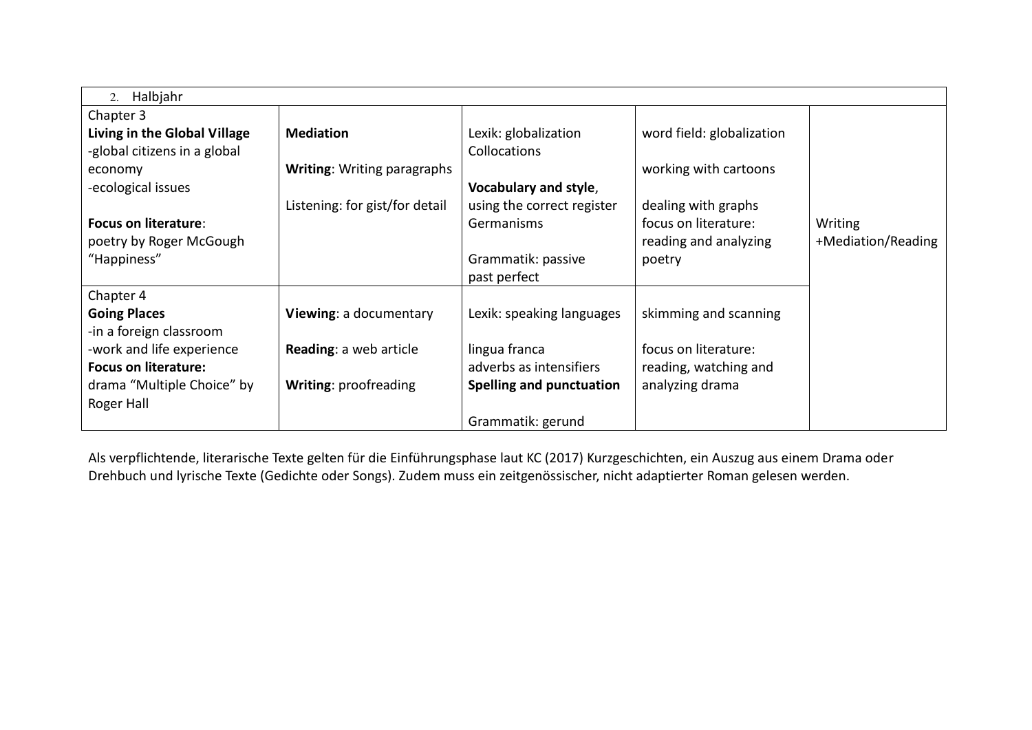| 2. Halbjahr | | | | |
|---|---|---|---|---|
| Chapter 3<br>**Living in the Global Village**<br>-global citizens in a global economy<br>-ecological issues<br><br>**Focus on literature**:<br>poetry by Roger McGough "Happiness" | **Mediation**<br><br>**Writing**: Writing paragraphs<br><br>Listening: for gist/for detail | Lexik: globalization<br>Collocations<br><br>**Vocabulary and style**, using the correct register<br>Germanisms<br><br>Grammatik: passive<br>past perfect | word field: globalization<br><br>working with cartoons<br><br>dealing with graphs<br>focus on literature: reading and analyzing poetry | Writing +Mediation/Reading |
| Chapter 4<br>**Going Places**<br>-in a foreign classroom<br>-work and life experience<br>**Focus on literature:**<br>drama "Multiple Choice" by Roger Hall | **Viewing**: a documentary<br><br>**Reading**: a web article<br><br>**Writing**: proofreading | Lexik: speaking languages<br><br>lingua franca<br>adverbs as intensifiers<br>**Spelling and punctuation**<br><br>Grammatik: gerund | skimming and scanning<br><br>focus on literature: reading, watching and analyzing drama | |

Als verpflichtende, literarische Texte gelten für die Einführungsphase laut KC (2017) Kurzgeschichten, ein Auszug aus einem Drama oder Drehbuch und lyrische Texte (Gedichte oder Songs). Zudem muss ein zeitgenössischer, nicht adaptierter Roman gelesen werden.